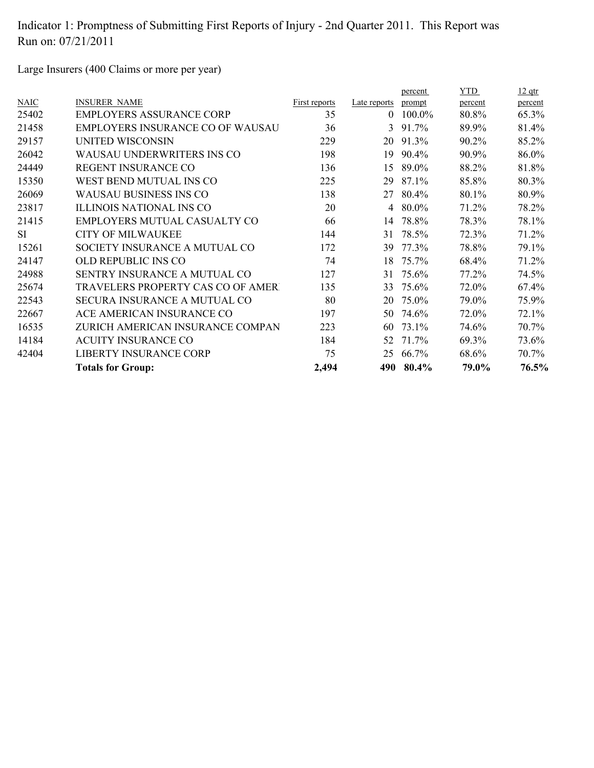Indicator 1: Promptness of Submitting First Reports of Injury - 2nd Quarter 2011. This Report was Run on: 07/21/2011

Large Insurers (400 Claims or more per year)

| NAIC | INSURER_NAME | First reports | Late reports | percent prompt | YTD percent | 12 qtr percent |
|---|---|---|---|---|---|---|
| 25402 | EMPLOYERS ASSURANCE CORP | 35 | 0 | 100.0% | 80.8% | 65.3% |
| 21458 | EMPLOYERS INSURANCE CO OF WAUSAU | 36 | 3 | 91.7% | 89.9% | 81.4% |
| 29157 | UNITED WISCONSIN | 229 | 20 | 91.3% | 90.2% | 85.2% |
| 26042 | WAUSAU UNDERWRITERS INS CO | 198 | 19 | 90.4% | 90.9% | 86.0% |
| 24449 | REGENT INSURANCE CO | 136 | 15 | 89.0% | 88.2% | 81.8% |
| 15350 | WEST BEND MUTUAL INS CO | 225 | 29 | 87.1% | 85.8% | 80.3% |
| 26069 | WAUSAU BUSINESS INS CO | 138 | 27 | 80.4% | 80.1% | 80.9% |
| 23817 | ILLINOIS NATIONAL INS CO | 20 | 4 | 80.0% | 71.2% | 78.2% |
| 21415 | EMPLOYERS MUTUAL CASUALTY CO | 66 | 14 | 78.8% | 78.3% | 78.1% |
| SI | CITY OF MILWAUKEE | 144 | 31 | 78.5% | 72.3% | 71.2% |
| 15261 | SOCIETY INSURANCE A MUTUAL CO | 172 | 39 | 77.3% | 78.8% | 79.1% |
| 24147 | OLD REPUBLIC INS CO | 74 | 18 | 75.7% | 68.4% | 71.2% |
| 24988 | SENTRY INSURANCE A MUTUAL CO | 127 | 31 | 75.6% | 77.2% | 74.5% |
| 25674 | TRAVELERS PROPERTY CAS CO OF AMERI | 135 | 33 | 75.6% | 72.0% | 67.4% |
| 22543 | SECURA INSURANCE A MUTUAL CO | 80 | 20 | 75.0% | 79.0% | 75.9% |
| 22667 | ACE AMERICAN INSURANCE CO | 197 | 50 | 74.6% | 72.0% | 72.1% |
| 16535 | ZURICH AMERICAN INSURANCE COMPAN | 223 | 60 | 73.1% | 74.6% | 70.7% |
| 14184 | ACUITY INSURANCE CO | 184 | 52 | 71.7% | 69.3% | 73.6% |
| 42404 | LIBERTY INSURANCE CORP | 75 | 25 | 66.7% | 68.6% | 70.7% |
| | **Totals for Group:** | **2,494** | **490** | **80.4%** | **79.0%** | **76.5%** |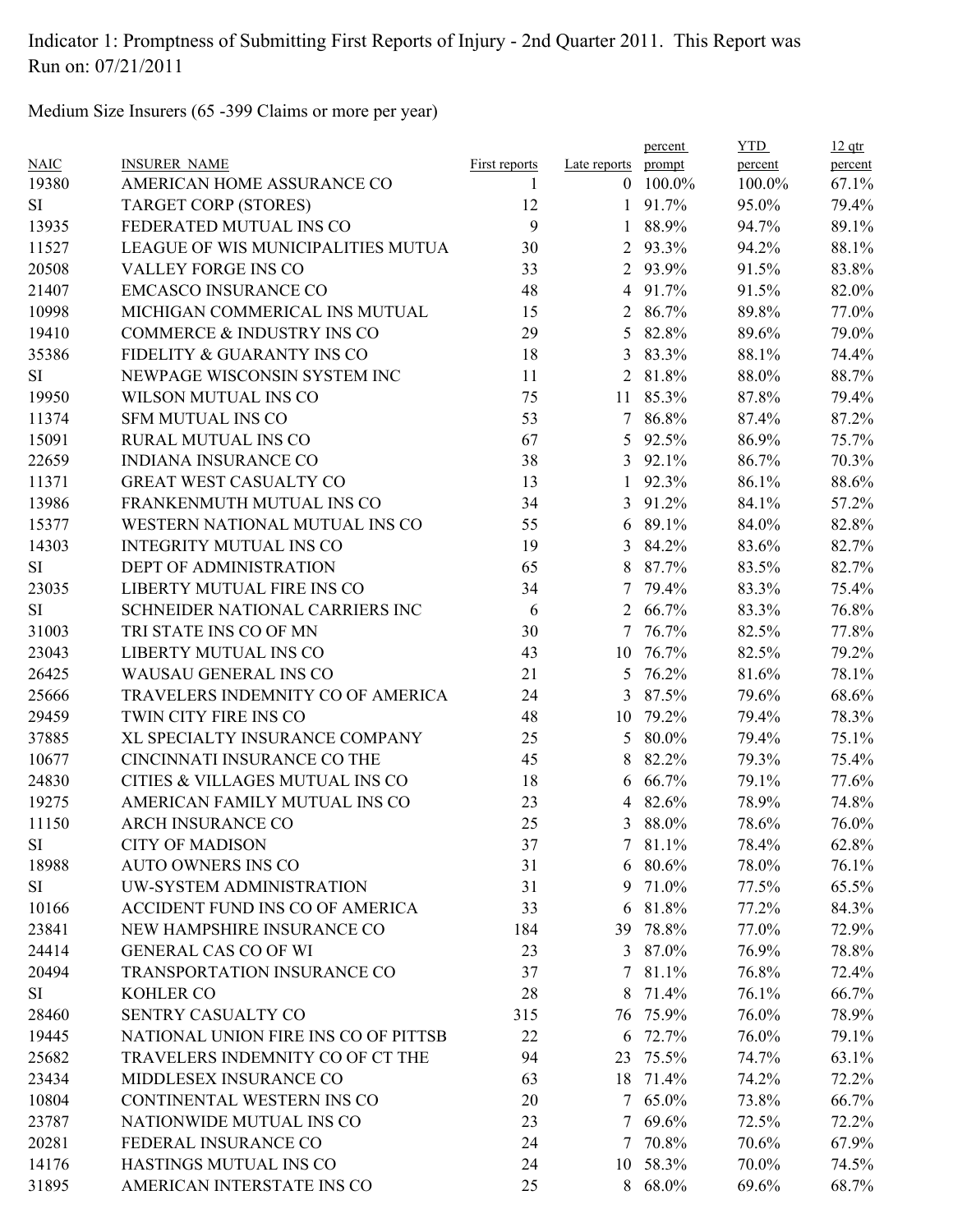Indicator 1: Promptness of Submitting First Reports of Injury - 2nd Quarter 2011. This Report was Run on: 07/21/2011

Medium Size Insurers (65 -399 Claims or more per year)

| NAIC | INSURER_NAME | First reports | Late reports | percent prompt | YTD percent | 12 qtr percent |
|---|---|---|---|---|---|---|
| 19380 | AMERICAN HOME ASSURANCE CO | 1 | 0 | 100.0% | 100.0% | 67.1% |
| SI | TARGET CORP (STORES) | 12 | 1 | 91.7% | 95.0% | 79.4% |
| 13935 | FEDERATED MUTUAL INS CO | 9 | 1 | 88.9% | 94.7% | 89.1% |
| 11527 | LEAGUE OF WIS MUNICIPALITIES MUTUA | 30 | 2 | 93.3% | 94.2% | 88.1% |
| 20508 | VALLEY FORGE INS CO | 33 | 2 | 93.9% | 91.5% | 83.8% |
| 21407 | EMCASCO INSURANCE CO | 48 | 4 | 91.7% | 91.5% | 82.0% |
| 10998 | MICHIGAN COMMERICAL INS MUTUAL | 15 | 2 | 86.7% | 89.8% | 77.0% |
| 19410 | COMMERCE & INDUSTRY INS CO | 29 | 5 | 82.8% | 89.6% | 79.0% |
| 35386 | FIDELITY & GUARANTY INS CO | 18 | 3 | 83.3% | 88.1% | 74.4% |
| SI | NEWPAGE WISCONSIN SYSTEM INC | 11 | 2 | 81.8% | 88.0% | 88.7% |
| 19950 | WILSON MUTUAL INS CO | 75 | 11 | 85.3% | 87.8% | 79.4% |
| 11374 | SFM MUTUAL INS CO | 53 | 7 | 86.8% | 87.4% | 87.2% |
| 15091 | RURAL MUTUAL INS CO | 67 | 5 | 92.5% | 86.9% | 75.7% |
| 22659 | INDIANA INSURANCE CO | 38 | 3 | 92.1% | 86.7% | 70.3% |
| 11371 | GREAT WEST CASUALTY CO | 13 | 1 | 92.3% | 86.1% | 88.6% |
| 13986 | FRANKENMUTH MUTUAL INS CO | 34 | 3 | 91.2% | 84.1% | 57.2% |
| 15377 | WESTERN NATIONAL MUTUAL INS CO | 55 | 6 | 89.1% | 84.0% | 82.8% |
| 14303 | INTEGRITY MUTUAL INS CO | 19 | 3 | 84.2% | 83.6% | 82.7% |
| SI | DEPT OF ADMINISTRATION | 65 | 8 | 87.7% | 83.5% | 82.7% |
| 23035 | LIBERTY MUTUAL FIRE INS CO | 34 | 7 | 79.4% | 83.3% | 75.4% |
| SI | SCHNEIDER NATIONAL CARRIERS INC | 6 | 2 | 66.7% | 83.3% | 76.8% |
| 31003 | TRI STATE INS CO OF MN | 30 | 7 | 76.7% | 82.5% | 77.8% |
| 23043 | LIBERTY MUTUAL INS CO | 43 | 10 | 76.7% | 82.5% | 79.2% |
| 26425 | WAUSAU GENERAL INS CO | 21 | 5 | 76.2% | 81.6% | 78.1% |
| 25666 | TRAVELERS INDEMNITY CO OF AMERICA | 24 | 3 | 87.5% | 79.6% | 68.6% |
| 29459 | TWIN CITY FIRE INS CO | 48 | 10 | 79.2% | 79.4% | 78.3% |
| 37885 | XL SPECIALTY INSURANCE COMPANY | 25 | 5 | 80.0% | 79.4% | 75.1% |
| 10677 | CINCINNATI INSURANCE CO THE | 45 | 8 | 82.2% | 79.3% | 75.4% |
| 24830 | CITIES & VILLAGES MUTUAL INS CO | 18 | 6 | 66.7% | 79.1% | 77.6% |
| 19275 | AMERICAN FAMILY MUTUAL INS CO | 23 | 4 | 82.6% | 78.9% | 74.8% |
| 11150 | ARCH INSURANCE CO | 25 | 3 | 88.0% | 78.6% | 76.0% |
| SI | CITY OF MADISON | 37 | 7 | 81.1% | 78.4% | 62.8% |
| 18988 | AUTO OWNERS INS CO | 31 | 6 | 80.6% | 78.0% | 76.1% |
| SI | UW-SYSTEM ADMINISTRATION | 31 | 9 | 71.0% | 77.5% | 65.5% |
| 10166 | ACCIDENT FUND INS CO OF AMERICA | 33 | 6 | 81.8% | 77.2% | 84.3% |
| 23841 | NEW HAMPSHIRE INSURANCE CO | 184 | 39 | 78.8% | 77.0% | 72.9% |
| 24414 | GENERAL CAS CO OF WI | 23 | 3 | 87.0% | 76.9% | 78.8% |
| 20494 | TRANSPORTATION INSURANCE CO | 37 | 7 | 81.1% | 76.8% | 72.4% |
| SI | KOHLER CO | 28 | 8 | 71.4% | 76.1% | 66.7% |
| 28460 | SENTRY CASUALTY CO | 315 | 76 | 75.9% | 76.0% | 78.9% |
| 19445 | NATIONAL UNION FIRE INS CO OF PITTSB | 22 | 6 | 72.7% | 76.0% | 79.1% |
| 25682 | TRAVELERS INDEMNITY CO OF CT THE | 94 | 23 | 75.5% | 74.7% | 63.1% |
| 23434 | MIDDLESEX INSURANCE CO | 63 | 18 | 71.4% | 74.2% | 72.2% |
| 10804 | CONTINENTAL WESTERN INS CO | 20 | 7 | 65.0% | 73.8% | 66.7% |
| 23787 | NATIONWIDE MUTUAL INS CO | 23 | 7 | 69.6% | 72.5% | 72.2% |
| 20281 | FEDERAL INSURANCE CO | 24 | 7 | 70.8% | 70.6% | 67.9% |
| 14176 | HASTINGS MUTUAL INS CO | 24 | 10 | 58.3% | 70.0% | 74.5% |
| 31895 | AMERICAN INTERSTATE INS CO | 25 | 8 | 68.0% | 69.6% | 68.7% |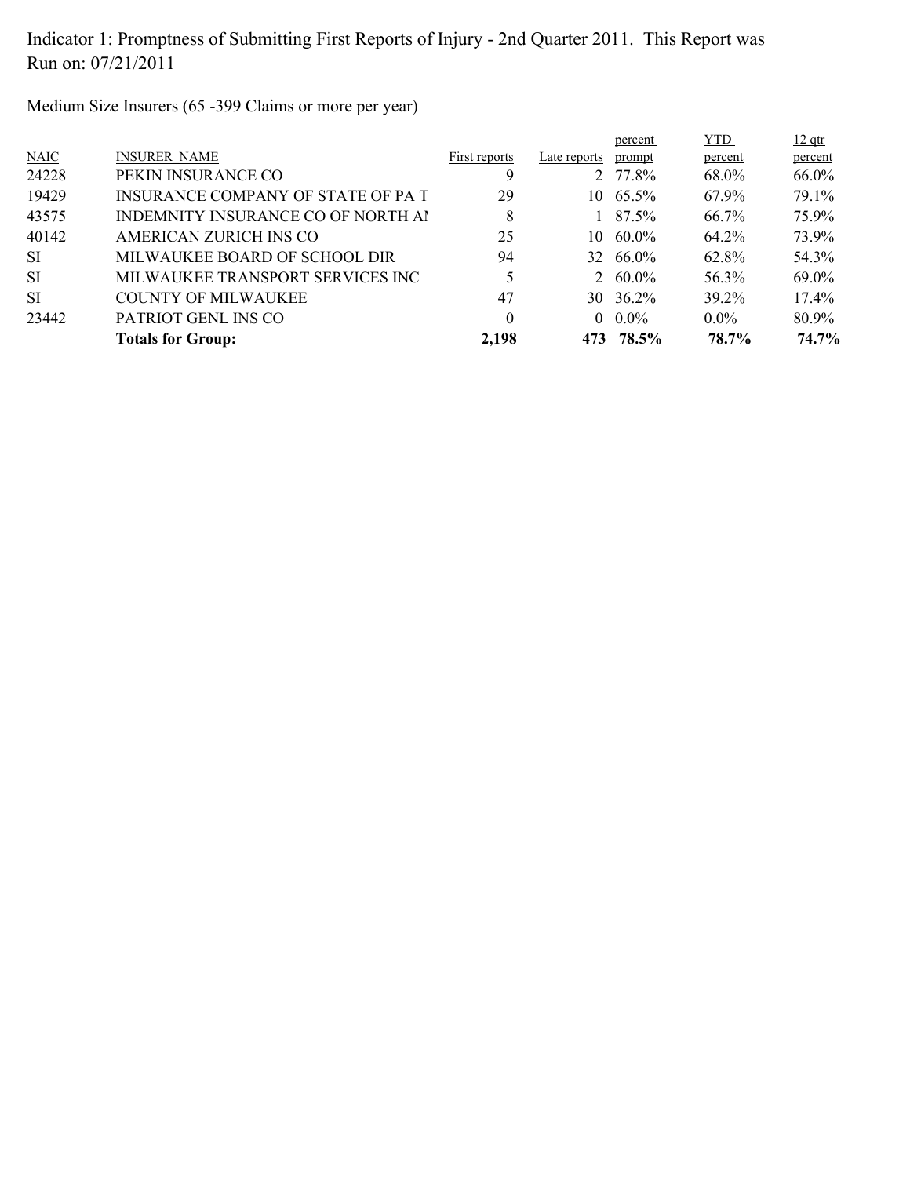Indicator 1: Promptness of Submitting First Reports of Injury - 2nd Quarter 2011. This Report was Run on: 07/21/2011

Medium Size Insurers (65 -399 Claims or more per year)

| NAIC | INSURER NAME | First reports | Late reports | percent prompt | YTD percent | 12 qtr percent |
|---|---|---|---|---|---|---|
| 24228 | PEKIN INSURANCE CO | 9 | 2 | 77.8% | 68.0% | 66.0% |
| 19429 | INSURANCE COMPANY OF STATE OF PA T | 29 | 10 | 65.5% | 67.9% | 79.1% |
| 43575 | INDEMNITY INSURANCE CO OF NORTH AI | 8 | 1 | 87.5% | 66.7% | 75.9% |
| 40142 | AMERICAN ZURICH INS CO | 25 | 10 | 60.0% | 64.2% | 73.9% |
| SI | MILWAUKEE BOARD OF SCHOOL DIR | 94 | 32 | 66.0% | 62.8% | 54.3% |
| SI | MILWAUKEE TRANSPORT SERVICES INC | 5 | 2 | 60.0% | 56.3% | 69.0% |
| SI | COUNTY OF MILWAUKEE | 47 | 30 | 36.2% | 39.2% | 17.4% |
| 23442 | PATRIOT GENL INS CO | 0 | 0 | 0.0% | 0.0% | 80.9% |
| | **Totals for Group:** | **2,198** | **473** | **78.5%** | **78.7%** | **74.7%** |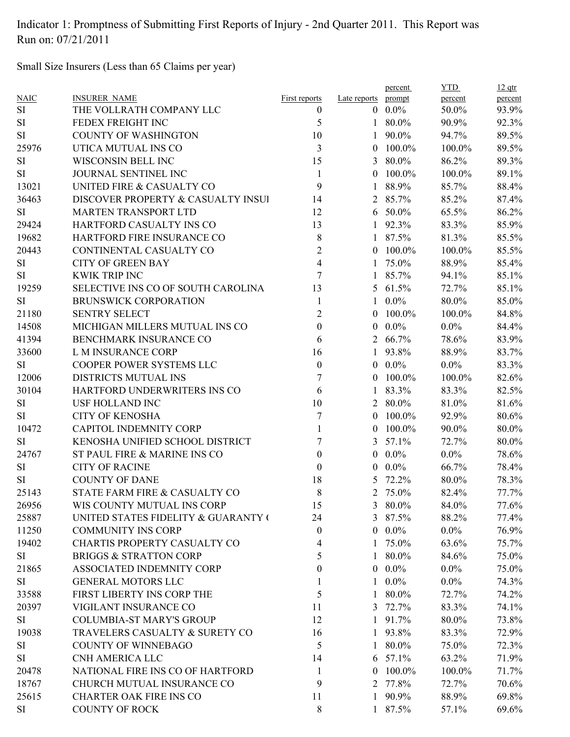Indicator 1: Promptness of Submitting First Reports of Injury - 2nd Quarter 2011. This Report was Run on: 07/21/2011

Small Size Insurers (Less than 65 Claims per year)

| NAIC | INSURER_NAME | First reports | Late reports | percent prompt | YTD percent | 12 qtr percent |
|---|---|---|---|---|---|---|
| SI | THE VOLLRATH COMPANY LLC | 0 | 0 | 0.0% | 50.0% | 93.9% |
| SI | FEDEX FREIGHT INC | 5 | 1 | 80.0% | 90.9% | 92.3% |
| SI | COUNTY OF WASHINGTON | 10 | 1 | 90.0% | 94.7% | 89.5% |
| 25976 | UTICA MUTUAL INS CO | 3 | 0 | 100.0% | 100.0% | 89.5% |
| SI | WISCONSIN BELL INC | 15 | 3 | 80.0% | 86.2% | 89.3% |
| SI | JOURNAL SENTINEL INC | 1 | 0 | 100.0% | 100.0% | 89.1% |
| 13021 | UNITED FIRE & CASUALTY CO | 9 | 1 | 88.9% | 85.7% | 88.4% |
| 36463 | DISCOVER PROPERTY & CASUALTY INSUI | 14 | 2 | 85.7% | 85.2% | 87.4% |
| SI | MARTEN TRANSPORT LTD | 12 | 6 | 50.0% | 65.5% | 86.2% |
| 29424 | HARTFORD CASUALTY INS CO | 13 | 1 | 92.3% | 83.3% | 85.9% |
| 19682 | HARTFORD FIRE INSURANCE CO | 8 | 1 | 87.5% | 81.3% | 85.5% |
| 20443 | CONTINENTAL CASUALTY CO | 2 | 0 | 100.0% | 100.0% | 85.5% |
| SI | CITY OF GREEN BAY | 4 | 1 | 75.0% | 88.9% | 85.4% |
| SI | KWIK TRIP INC | 7 | 1 | 85.7% | 94.1% | 85.1% |
| 19259 | SELECTIVE INS CO OF SOUTH CAROLINA | 13 | 5 | 61.5% | 72.7% | 85.1% |
| SI | BRUNSWICK CORPORATION | 1 | 1 | 0.0% | 80.0% | 85.0% |
| 21180 | SENTRY SELECT | 2 | 0 | 100.0% | 100.0% | 84.8% |
| 14508 | MICHIGAN MILLERS MUTUAL INS CO | 0 | 0 | 0.0% | 0.0% | 84.4% |
| 41394 | BENCHMARK INSURANCE CO | 6 | 2 | 66.7% | 78.6% | 83.9% |
| 33600 | L M INSURANCE CORP | 16 | 1 | 93.8% | 88.9% | 83.7% |
| SI | COOPER POWER SYSTEMS LLC | 0 | 0 | 0.0% | 0.0% | 83.3% |
| 12006 | DISTRICTS MUTUAL INS | 7 | 0 | 100.0% | 100.0% | 82.6% |
| 30104 | HARTFORD UNDERWRITERS INS CO | 6 | 1 | 83.3% | 83.3% | 82.5% |
| SI | USF HOLLAND INC | 10 | 2 | 80.0% | 81.0% | 81.6% |
| SI | CITY OF KENOSHA | 7 | 0 | 100.0% | 92.9% | 80.6% |
| 10472 | CAPITOL INDEMNITY CORP | 1 | 0 | 100.0% | 90.0% | 80.0% |
| SI | KENOSHA UNIFIED SCHOOL DISTRICT | 7 | 3 | 57.1% | 72.7% | 80.0% |
| 24767 | ST PAUL FIRE & MARINE INS CO | 0 | 0 | 0.0% | 0.0% | 78.6% |
| SI | CITY OF RACINE | 0 | 0 | 0.0% | 66.7% | 78.4% |
| SI | COUNTY OF DANE | 18 | 5 | 72.2% | 80.0% | 78.3% |
| 25143 | STATE FARM FIRE & CASUALTY CO | 8 | 2 | 75.0% | 82.4% | 77.7% |
| 26956 | WIS COUNTY MUTUAL INS CORP | 15 | 3 | 80.0% | 84.0% | 77.6% |
| 25887 | UNITED STATES FIDELITY & GUARANTY ( | 24 | 3 | 87.5% | 88.2% | 77.4% |
| 11250 | COMMUNITY INS CORP | 0 | 0 | 0.0% | 0.0% | 76.9% |
| 19402 | CHARTIS PROPERTY CASUALTY CO | 4 | 1 | 75.0% | 63.6% | 75.7% |
| SI | BRIGGS & STRATTON CORP | 5 | 1 | 80.0% | 84.6% | 75.0% |
| 21865 | ASSOCIATED INDEMNITY CORP | 0 | 0 | 0.0% | 0.0% | 75.0% |
| SI | GENERAL MOTORS LLC | 1 | 1 | 0.0% | 0.0% | 74.3% |
| 33588 | FIRST LIBERTY INS CORP THE | 5 | 1 | 80.0% | 72.7% | 74.2% |
| 20397 | VIGILANT INSURANCE CO | 11 | 3 | 72.7% | 83.3% | 74.1% |
| SI | COLUMBIA-ST MARY'S GROUP | 12 | 1 | 91.7% | 80.0% | 73.8% |
| 19038 | TRAVELERS CASUALTY & SURETY CO | 16 | 1 | 93.8% | 83.3% | 72.9% |
| SI | COUNTY OF WINNEBAGO | 5 | 1 | 80.0% | 75.0% | 72.3% |
| SI | CNH AMERICA LLC | 14 | 6 | 57.1% | 63.2% | 71.9% |
| 20478 | NATIONAL FIRE INS CO OF HARTFORD | 1 | 0 | 100.0% | 100.0% | 71.7% |
| 18767 | CHURCH MUTUAL INSURANCE CO | 9 | 2 | 77.8% | 72.7% | 70.6% |
| 25615 | CHARTER OAK FIRE INS CO | 11 | 1 | 90.9% | 88.9% | 69.8% |
| SI | COUNTY OF ROCK | 8 | 1 | 87.5% | 57.1% | 69.6% |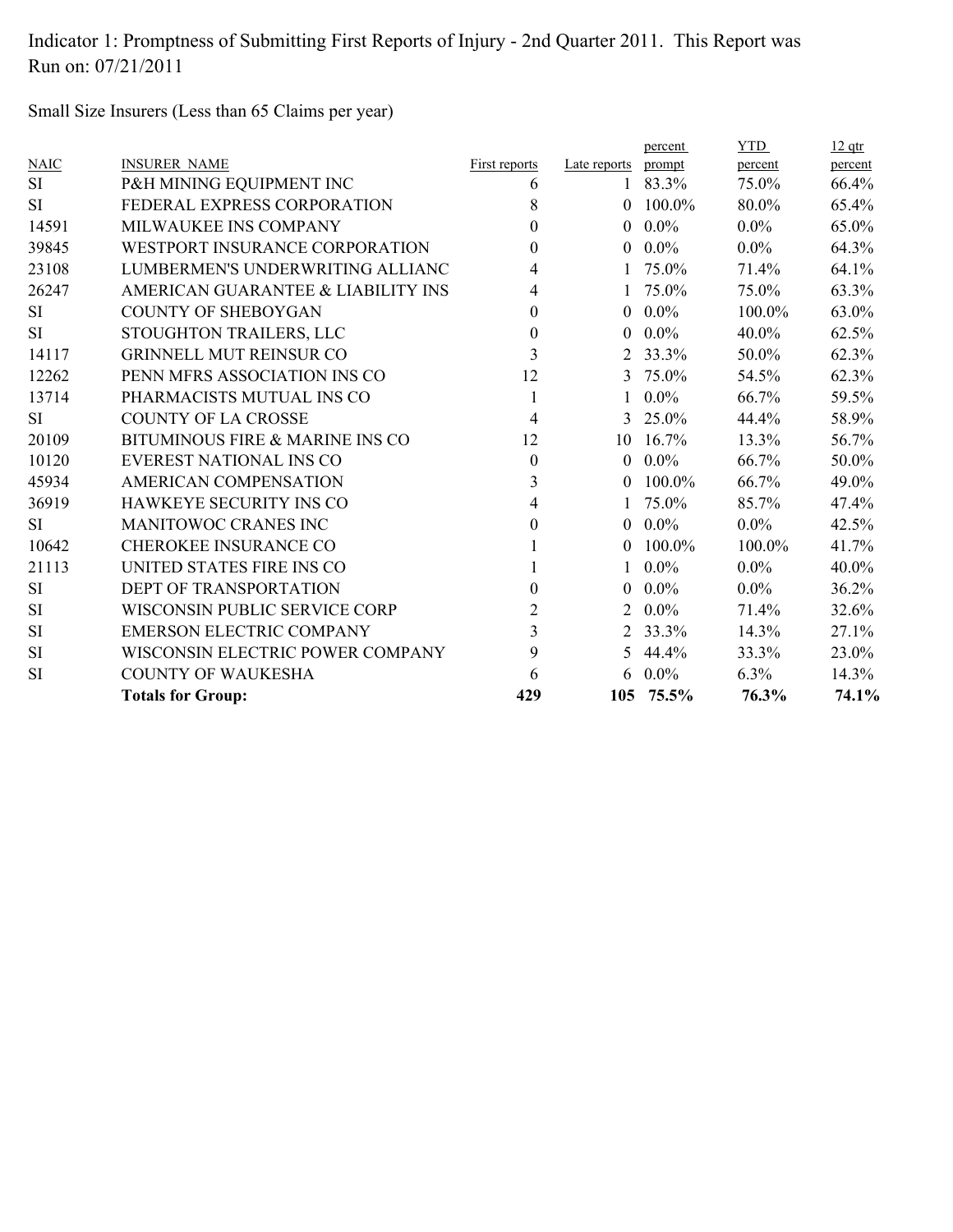Indicator 1: Promptness of Submitting First Reports of Injury - 2nd Quarter 2011. This Report was Run on: 07/21/2011

Small Size Insurers (Less than 65 Claims per year)

| NAIC | INSURER NAME | First reports | Late reports | percent prompt | YTD percent | 12 qtr percent |
|---|---|---|---|---|---|---|
| SI | P&H MINING EQUIPMENT INC | 6 | 1 | 83.3% | 75.0% | 66.4% |
| SI | FEDERAL EXPRESS CORPORATION | 8 | 0 | 100.0% | 80.0% | 65.4% |
| 14591 | MILWAUKEE INS COMPANY | 0 | 0 | 0.0% | 0.0% | 65.0% |
| 39845 | WESTPORT INSURANCE CORPORATION | 0 | 0 | 0.0% | 0.0% | 64.3% |
| 23108 | LUMBERMEN'S UNDERWRITING ALLIANC | 4 | 1 | 75.0% | 71.4% | 64.1% |
| 26247 | AMERICAN GUARANTEE & LIABILITY INS | 4 | 1 | 75.0% | 75.0% | 63.3% |
| SI | COUNTY OF SHEBOYGAN | 0 | 0 | 0.0% | 100.0% | 63.0% |
| SI | STOUGHTON TRAILERS, LLC | 0 | 0 | 0.0% | 40.0% | 62.5% |
| 14117 | GRINNELL MUT REINSUR CO | 3 | 2 | 33.3% | 50.0% | 62.3% |
| 12262 | PENN MFRS ASSOCIATION INS CO | 12 | 3 | 75.0% | 54.5% | 62.3% |
| 13714 | PHARMACISTS MUTUAL INS CO | 1 | 1 | 0.0% | 66.7% | 59.5% |
| SI | COUNTY OF LA CROSSE | 4 | 3 | 25.0% | 44.4% | 58.9% |
| 20109 | BITUMINOUS FIRE & MARINE INS CO | 12 | 10 | 16.7% | 13.3% | 56.7% |
| 10120 | EVEREST NATIONAL INS CO | 0 | 0 | 0.0% | 66.7% | 50.0% |
| 45934 | AMERICAN COMPENSATION | 3 | 0 | 100.0% | 66.7% | 49.0% |
| 36919 | HAWKEYE SECURITY INS CO | 4 | 1 | 75.0% | 85.7% | 47.4% |
| SI | MANITOWOC CRANES INC | 0 | 0 | 0.0% | 0.0% | 42.5% |
| 10642 | CHEROKEE INSURANCE CO | 1 | 0 | 100.0% | 100.0% | 41.7% |
| 21113 | UNITED STATES FIRE INS CO | 1 | 1 | 0.0% | 0.0% | 40.0% |
| SI | DEPT OF TRANSPORTATION | 0 | 0 | 0.0% | 0.0% | 36.2% |
| SI | WISCONSIN PUBLIC SERVICE CORP | 2 | 2 | 0.0% | 71.4% | 32.6% |
| SI | EMERSON ELECTRIC COMPANY | 3 | 2 | 33.3% | 14.3% | 27.1% |
| SI | WISCONSIN ELECTRIC POWER COMPANY | 9 | 5 | 44.4% | 33.3% | 23.0% |
| SI | COUNTY OF WAUKESHA | 6 | 6 | 0.0% | 6.3% | 14.3% |
| | **Totals for Group:** | **429** | **105** | **75.5%** | **76.3%** | **74.1%** |